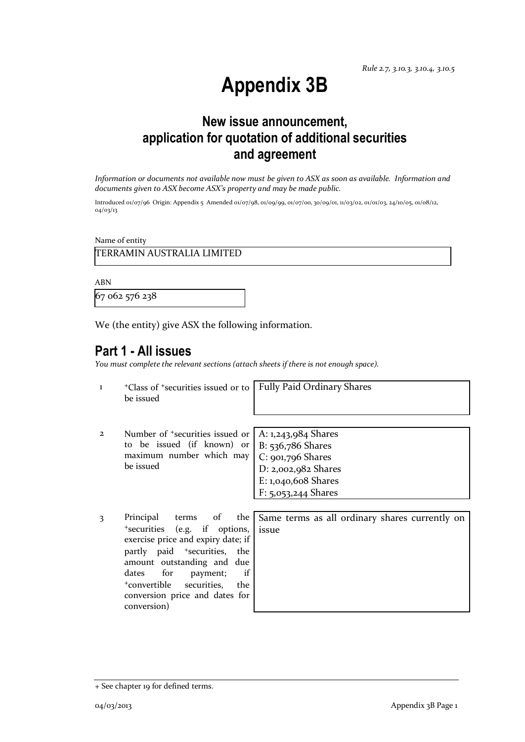*Rule 2.7, 3.10.3, 3.10.4, 3.10.5*

# Appendix 3B

## New issue announcement, application for quotation of additional securities and agreement

*Information or documents not available now must be given to ASX as soon as available. Information and documents given to ASX become ASX's property and may be made public.*

Introduced 01/07/96 Origin: Appendix 5 Amended 01/07/98, 01/09/99, 01/07/00, 30/09/01, 11/03/02, 01/01/03, 24/10/05, 01/08/12, 04/03/13

Name of entity

TERRAMIN AUSTRALIA LIMITED

ABN

67 062 576 238

We (the entity) give ASX the following information.

## Part 1 - All issues

*You must complete the relevant sections (attach sheets if there is not enough space).*

| | | |
|---|---|---|
| 1 | +Class of +securities issued or to be issued | Fully Paid Ordinary Shares |
| 2 | Number of +securities issued or to be issued (if known) or maximum number which may be issued | A: 1,243,984 Shares<br>B: 536,786 Shares<br>C: 901,796 Shares<br>D: 2,002,982 Shares<br>E: 1,040,608 Shares<br>F: 5,053,244 Shares |
| 3 | Principal terms of the +securities (e.g. if options, exercise price and expiry date; if partly paid +securities, the amount outstanding and due dates for payment; if +convertible securities, the conversion price and dates for conversion) | Same terms as all ordinary shares currently on issue |

+ See chapter 19 for defined terms.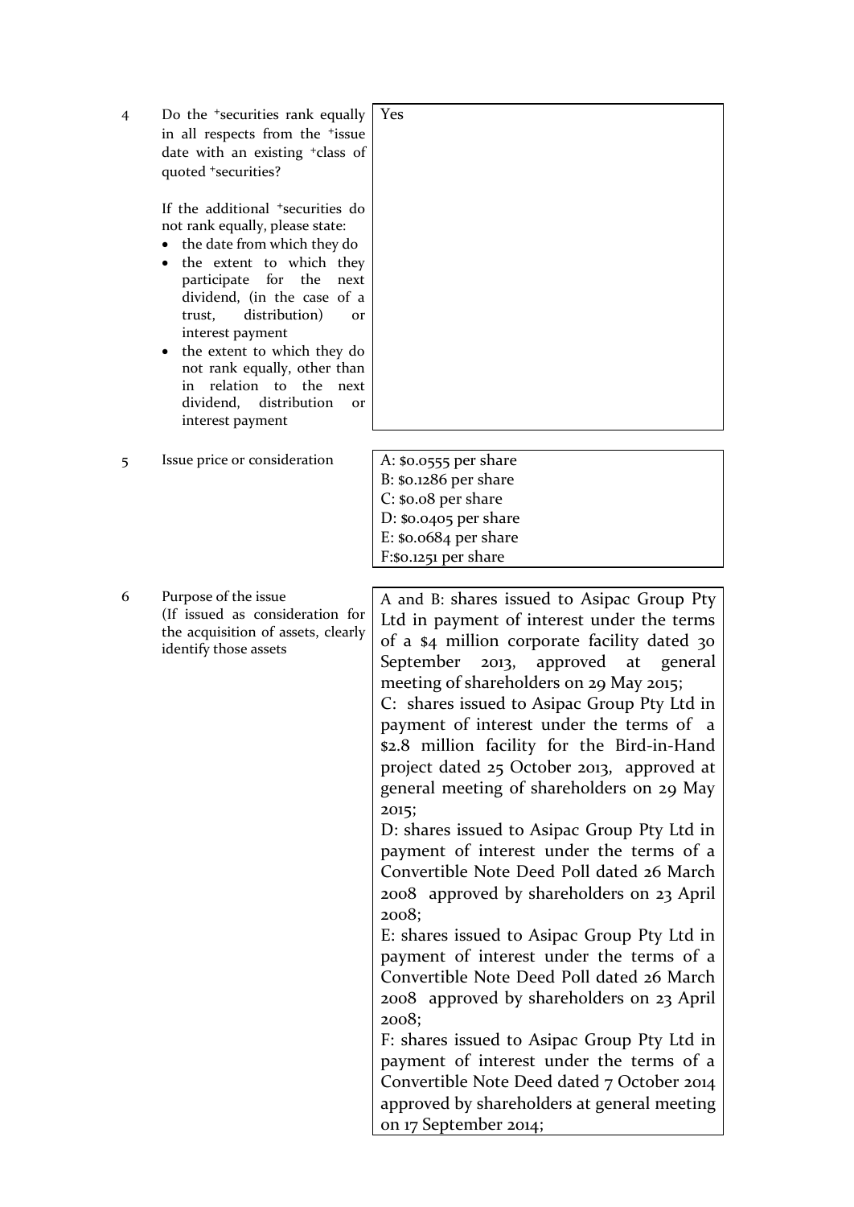| | | |
|---|---|---|
| 4 | Do the +securities rank equally in all respects from the +issue date with an existing +class of quoted +securities?<br><br>If the additional +securities do not rank equally, please state:<br>• the date from which they do<br>• the extent to which they participate for the next dividend, (in the case of a trust, distribution) or interest payment<br>• the extent to which they do not rank equally, other than in relation to the next dividend, distribution or interest payment | Yes |
| 5 | Issue price or consideration | A: $0.0555 per share<br>B: $0.1286 per share<br>C: $0.08 per share<br>D: $0.0405 per share<br>E: $0.0684 per share<br>F:$0.1251 per share |
| 6 | Purpose of the issue<br>(If issued as consideration for the acquisition of assets, clearly identify those assets | A and B: shares issued to Asipac Group Pty Ltd in payment of interest under the terms of a $4 million corporate facility dated 30 September 2013, approved at general meeting of shareholders on 29 May 2015;<br>C: shares issued to Asipac Group Pty Ltd in payment of interest under the terms of a $2.8 million facility for the Bird-in-Hand project dated 25 October 2013, approved at general meeting of shareholders on 29 May 2015;<br>D: shares issued to Asipac Group Pty Ltd in payment of interest under the terms of a Convertible Note Deed Poll dated 26 March 2008 approved by shareholders on 23 April 2008;<br>E: shares issued to Asipac Group Pty Ltd in payment of interest under the terms of a Convertible Note Deed Poll dated 26 March 2008 approved by shareholders on 23 April 2008;<br>F: shares issued to Asipac Group Pty Ltd in payment of interest under the terms of a Convertible Note Deed dated 7 October 2014 approved by shareholders at general meeting on 17 September 2014; |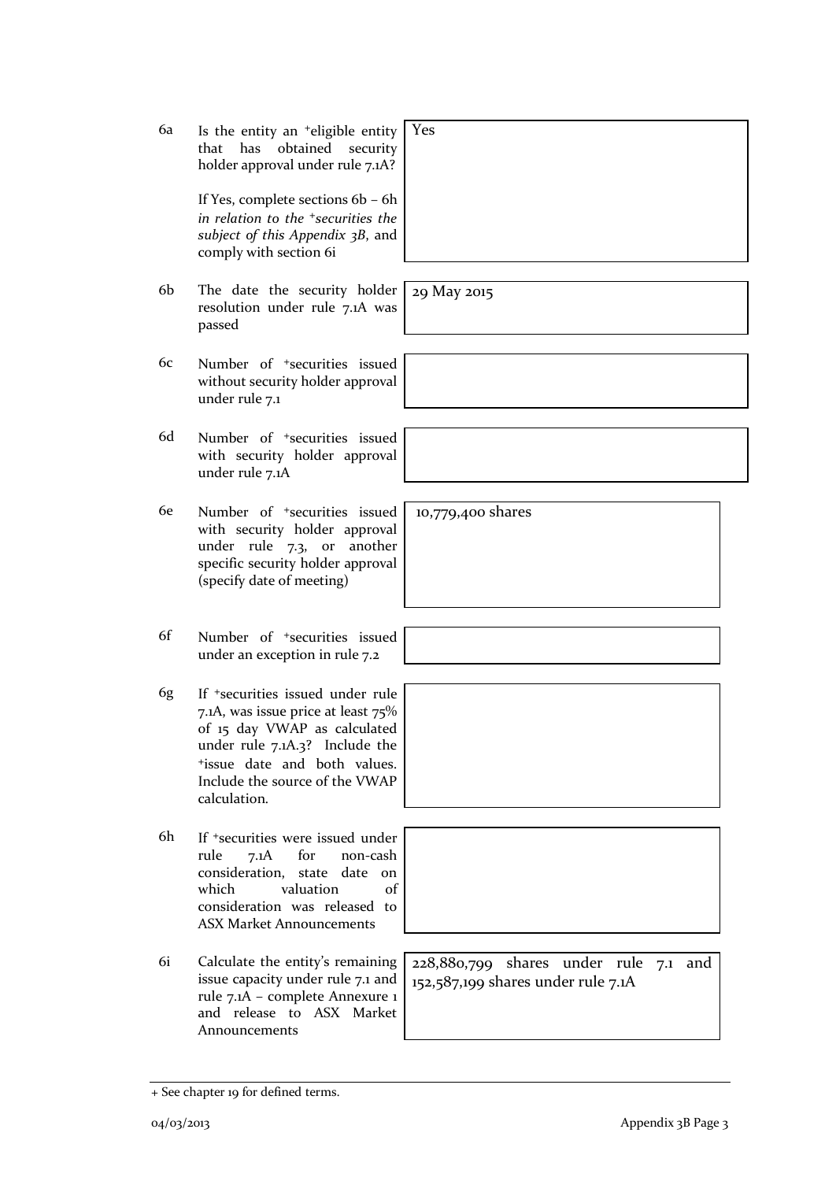| | | |
|---|---|---|
| 6a | Is the entity an +eligible entity that has obtained security holder approval under rule 7.1A?<br><br>If Yes, complete sections 6b – 6h *in relation to the +securities the subject of this Appendix 3B*, and comply with section 6i | Yes |
| 6b | The date the security holder resolution under rule 7.1A was passed | 29 May 2015 |
| 6c | Number of +securities issued without security holder approval under rule 7.1 | |
| 6d | Number of +securities issued with security holder approval under rule 7.1A | |
| 6e | Number of +securities issued with security holder approval under rule 7.3, or another specific security holder approval (specify date of meeting) | 10,779,400 shares |
| 6f | Number of +securities issued under an exception in rule 7.2 | |
| 6g | If +securities issued under rule 7.1A, was issue price at least 75% of 15 day VWAP as calculated under rule 7.1A.3? Include the +issue date and both values. Include the source of the VWAP calculation. | |
| 6h | If +securities were issued under rule 7.1A for non-cash consideration, state date on which valuation of consideration was released to ASX Market Announcements | |
| 6i | Calculate the entity's remaining issue capacity under rule 7.1 and rule 7.1A – complete Annexure 1 and release to ASX Market Announcements | 228,880,799 shares under rule 7.1 and 152,587,199 shares under rule 7.1A |

+ See chapter 19 for defined terms.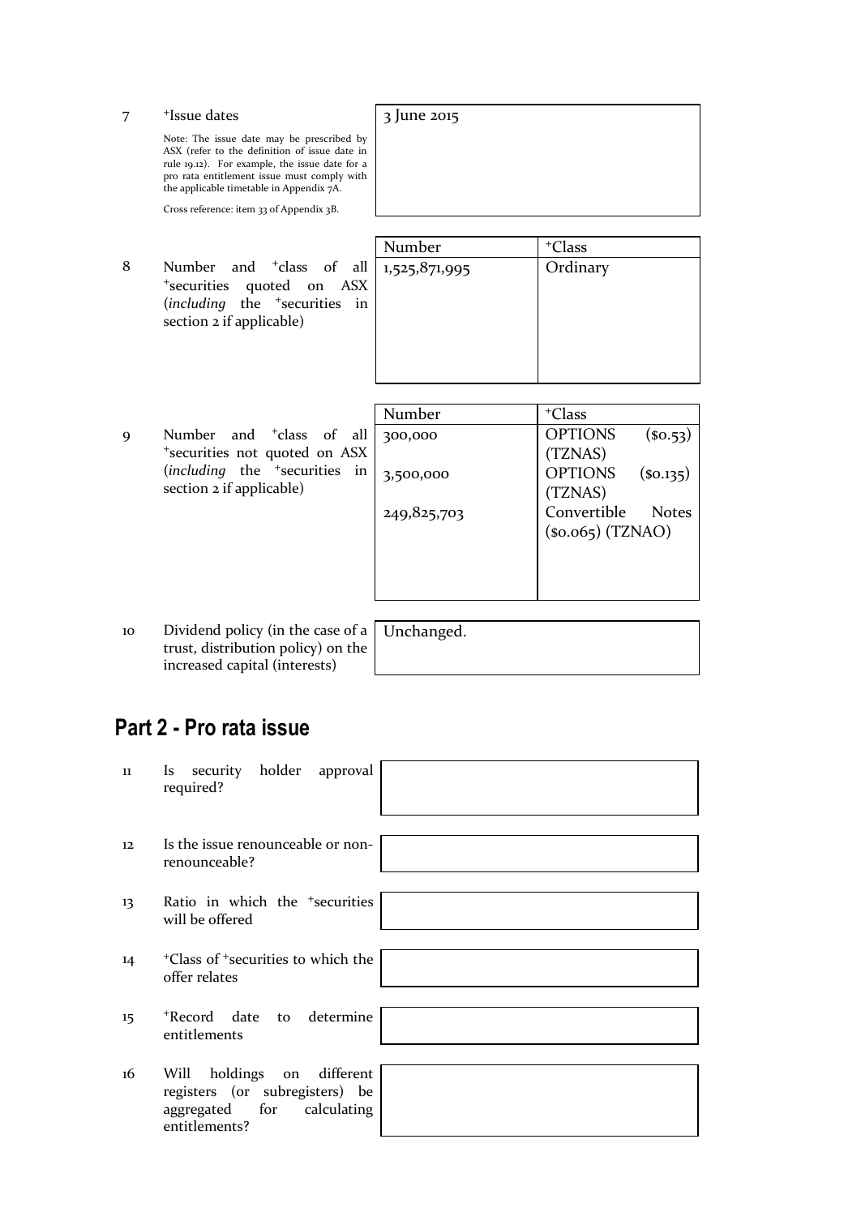| | | |
|---|---|---|
| 7 | +Issue dates<br><br>Note: The issue date may be prescribed by ASX (refer to the definition of issue date in rule 19.12). For example, the issue date for a pro rata entitlement issue must comply with the applicable timetable in Appendix 7A.<br><br>Cross reference: item 33 of Appendix 3B. | 3 June 2015 |

| | | Number | +Class |
|---|---|---|---|
| 8 | Number and +class of all +securities quoted on ASX (*including* the +securities in section 2 if applicable) | 1,525,871,995 | Ordinary |

| | | Number | +Class |
|---|---|---|---|
| 9 | Number and +class of all +securities not quoted on ASX (*including* the +securities in section 2 if applicable) | 300,000 | OPTIONS ($0.53) (TZNAS) |
| | | 3,500,000 | OPTIONS ($0.135) (TZNAS) |
| | | 249,825,703 | Convertible Notes ($0.065) (TZNAO) |

| | | |
|---|---|---|
| 10 | Dividend policy (in the case of a trust, distribution policy) on the increased capital (interests) | Unchanged. |

## Part 2 - Pro rata issue

| | | |
|---|---|---|
| 11 | Is security holder approval required? | |
| 12 | Is the issue renounceable or non-renounceable? | |
| 13 | Ratio in which the +securities will be offered | |
| 14 | +Class of +securities to which the offer relates | |
| 15 | +Record date to determine entitlements | |
| 16 | Will holdings on different registers (or subregisters) be aggregated for calculating entitlements? | |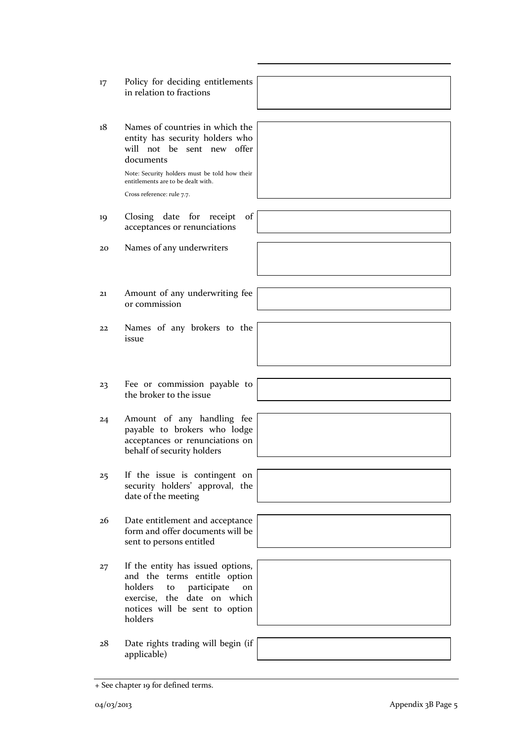| | | |
|---|---|---|
| 17 | Policy for deciding entitlements in relation to fractions | |
| 18 | Names of countries in which the entity has security holders who will not be sent new offer documents<br><br>Note: Security holders must be told how their entitlements are to be dealt with.<br><br>Cross reference: rule 7.7. | |
| 19 | Closing date for receipt of acceptances or renunciations | |
| 20 | Names of any underwriters | |
| 21 | Amount of any underwriting fee or commission | |
| 22 | Names of any brokers to the issue | |
| 23 | Fee or commission payable to the broker to the issue | |
| 24 | Amount of any handling fee payable to brokers who lodge acceptances or renunciations on behalf of security holders | |
| 25 | If the issue is contingent on security holders' approval, the date of the meeting | |
| 26 | Date entitlement and acceptance form and offer documents will be sent to persons entitled | |
| 27 | If the entity has issued options, and the terms entitle option holders to participate on exercise, the date on which notices will be sent to option holders | |
| 28 | Date rights trading will begin (if applicable) | |

+ See chapter 19 for defined terms.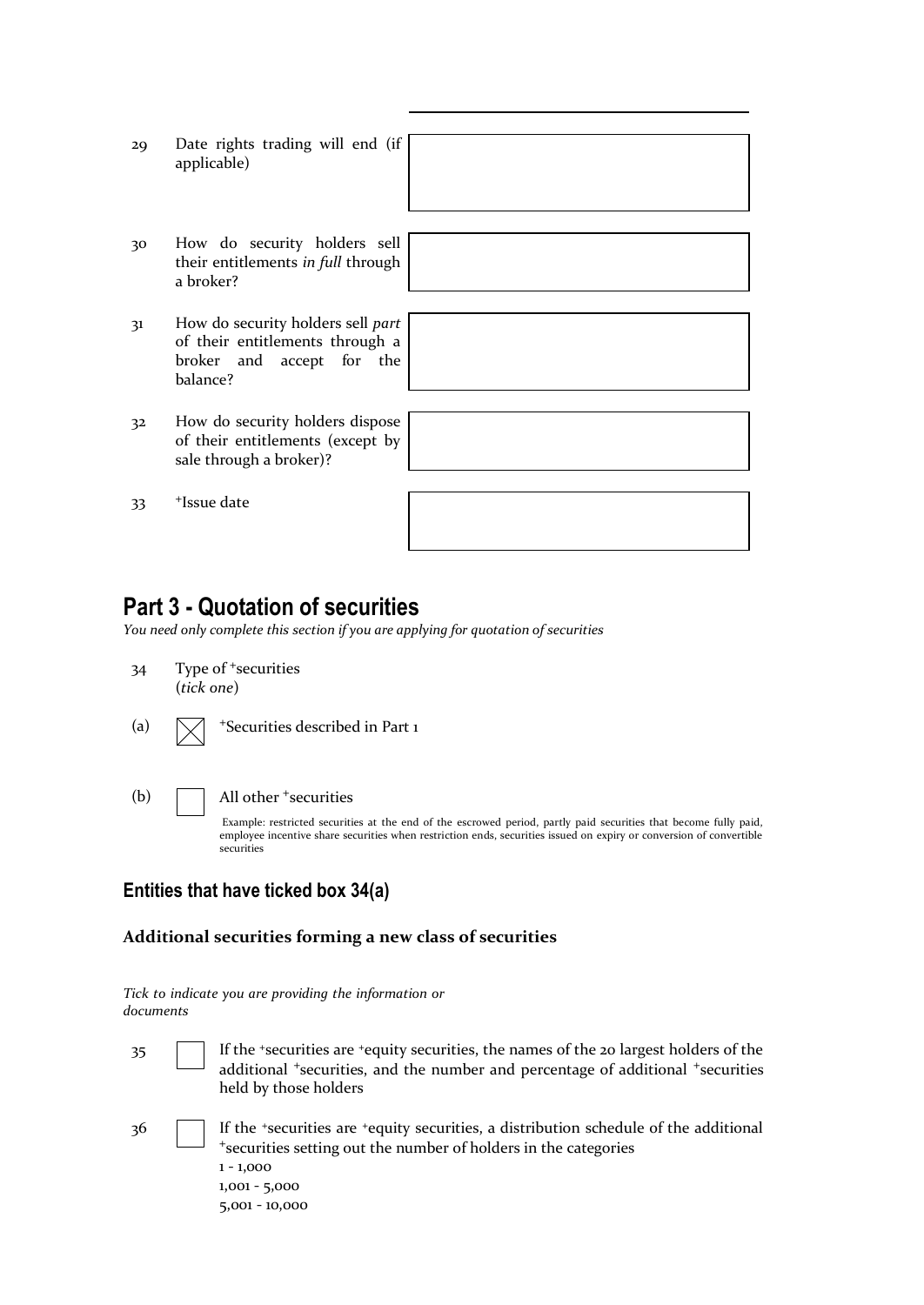| | | |
|---|---|---|
| 29 | Date rights trading will end (if applicable) | |
| 30 | How do security holders sell their entitlements *in full* through a broker? | |
| 31 | How do security holders sell *part* of their entitlements through a broker and accept for the balance? | |
| 32 | How do security holders dispose of their entitlements (except by sale through a broker)? | |
| 33 | +Issue date | |

## Part 3 - Quotation of securities

*You need only complete this section if you are applying for quotation of securities*

34 Type of +securities (*tick one*)

(a) ☒ +Securities described in Part 1

(b) ☐ All other +securities

Example: restricted securities at the end of the escrowed period, partly paid securities that become fully paid, employee incentive share securities when restriction ends, securities issued on expiry or conversion of convertible securities

### Entities that have ticked box 34(a)

#### Additional securities forming a new class of securities

*Tick to indicate you are providing the information or documents*

35 ☐ If the +securities are +equity securities, the names of the 20 largest holders of the additional +securities, and the number and percentage of additional +securities held by those holders

36 ☐ If the +securities are +equity securities, a distribution schedule of the additional +securities setting out the number of holders in the categories
1 - 1,000
1,001 - 5,000
5,001 - 10,000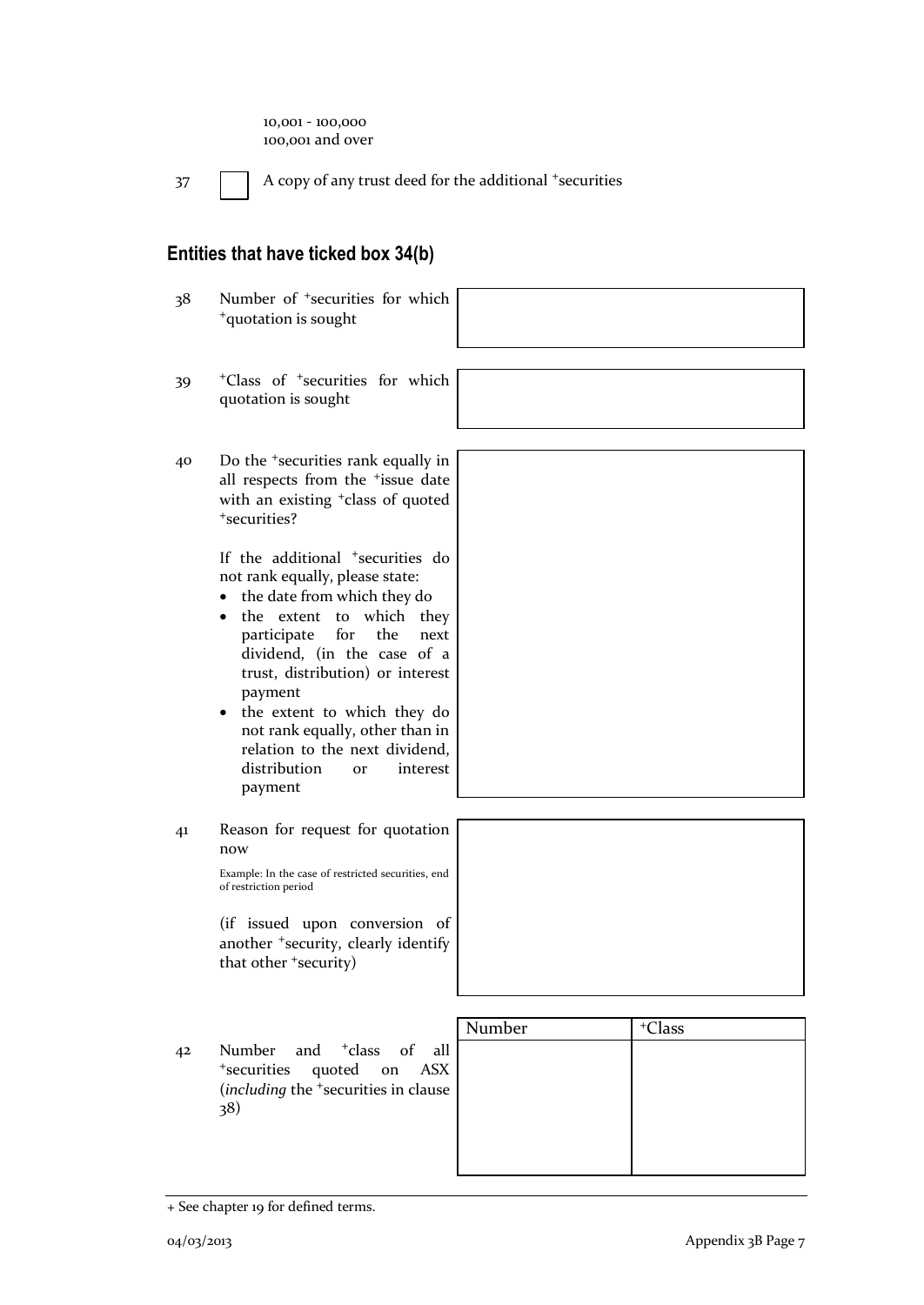10,001 - 100,000
100,001 and over

37 ☐ A copy of any trust deed for the additional +securities

## Entities that have ticked box 34(b)

| | | |
|---|---|---|
| 38 | Number of +securities for which +quotation is sought | |
| 39 | +Class of +securities for which quotation is sought | |
| 40 | Do the +securities rank equally in all respects from the +issue date with an existing +class of quoted +securities?<br><br>If the additional +securities do not rank equally, please state:<br>• the date from which they do<br>• the extent to which they participate for the next dividend, (in the case of a trust, distribution) or interest payment<br>• the extent to which they do not rank equally, other than in relation to the next dividend, distribution or interest payment | |
| 41 | Reason for request for quotation now<br><br>Example: In the case of restricted securities, end of restriction period<br><br>(if issued upon conversion of another +security, clearly identify that other +security) | |

42 Number and +class of all +securities quoted on ASX (*including* the +securities in clause 38)

| Number | +Class |
|---|---|
| | |

+ See chapter 19 for defined terms.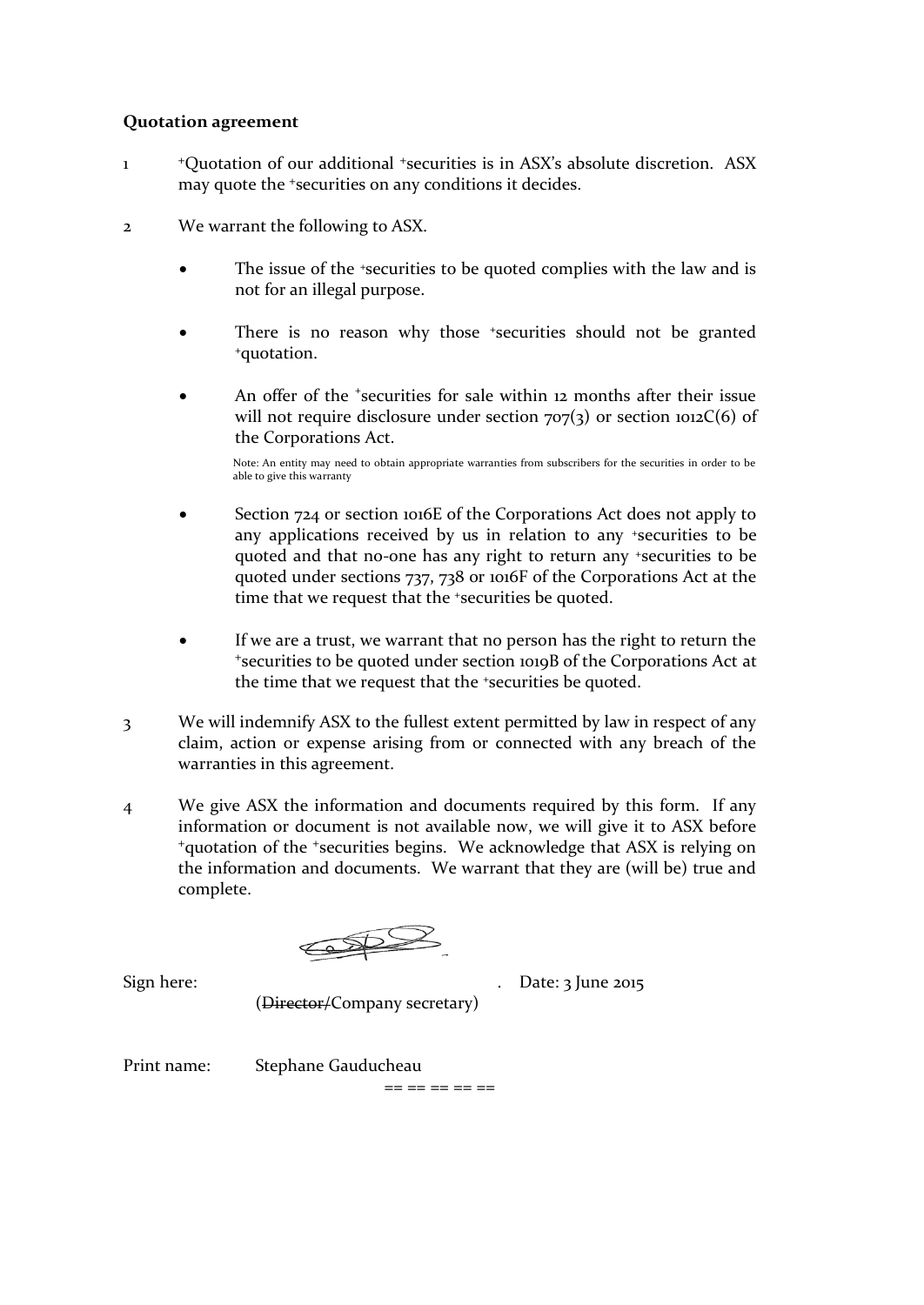**Quotation agreement**

1 +Quotation of our additional +securities is in ASX's absolute discretion. ASX may quote the +securities on any conditions it decides.

2 We warrant the following to ASX.

- The issue of the +securities to be quoted complies with the law and is not for an illegal purpose.
- There is no reason why those +securities should not be granted +quotation.
- An offer of the +securities for sale within 12 months after their issue will not require disclosure under section 707(3) or section 1012C(6) of the Corporations Act.

  Note: An entity may need to obtain appropriate warranties from subscribers for the securities in order to be able to give this warranty

- Section 724 or section 1016E of the Corporations Act does not apply to any applications received by us in relation to any +securities to be quoted and that no-one has any right to return any +securities to be quoted under sections 737, 738 or 1016F of the Corporations Act at the time that we request that the +securities be quoted.
- If we are a trust, we warrant that no person has the right to return the +securities to be quoted under section 1019B of the Corporations Act at the time that we request that the +securities be quoted.

3 We will indemnify ASX to the fullest extent permitted by law in respect of any claim, action or expense arising from or connected with any breach of the warranties in this agreement.

4 We give ASX the information and documents required by this form. If any information or document is not available now, we will give it to ASX before +quotation of the +securities begins. We acknowledge that ASX is relying on the information and documents. We warrant that they are (will be) true and complete.

Sign here: [signature] . Date: 3 June 2015

(~~Director/~~Company secretary)

Print name: Stephane Gauducheau

== == == == ==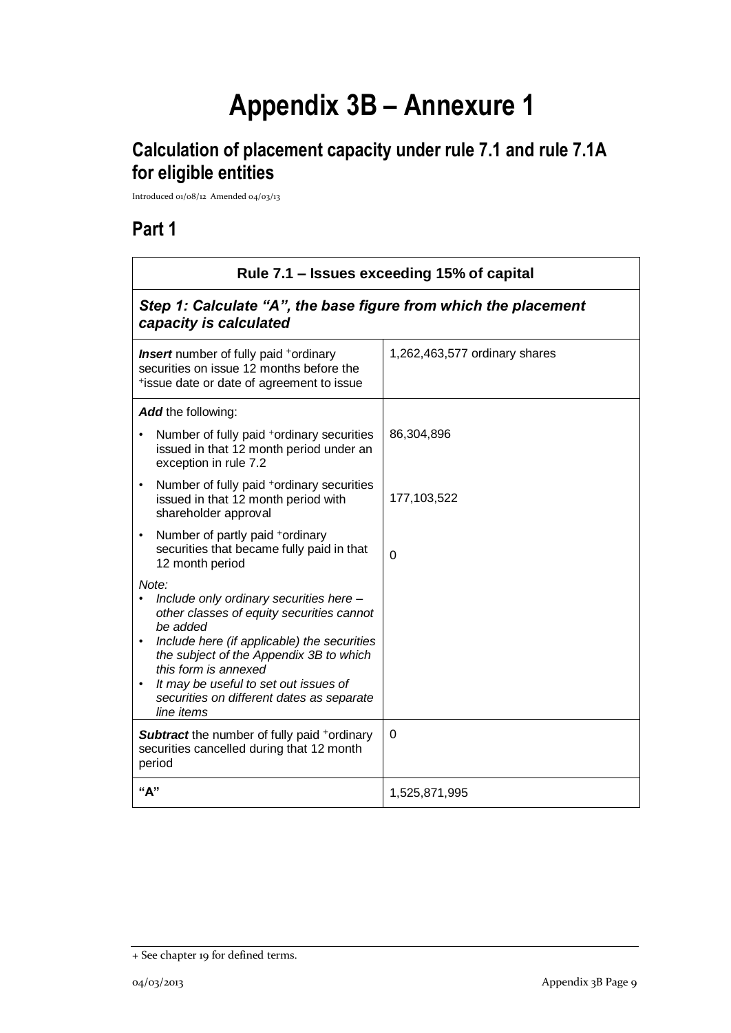# Appendix 3B – Annexure 1

## Calculation of placement capacity under rule 7.1 and rule 7.1A for eligible entities

Introduced 01/08/12 Amended 04/03/13

## Part 1

| **Rule 7.1 – Issues exceeding 15% of capital** | |
|---|---|
| ***Step 1: Calculate "A", the base figure from which the placement capacity is calculated*** | |
| ***Insert*** number of fully paid +ordinary securities on issue 12 months before the +issue date or date of agreement to issue | 1,262,463,577 ordinary shares |
| ***Add*** the following:<br>• Number of fully paid +ordinary securities issued in that 12 month period under an exception in rule 7.2<br>• Number of fully paid +ordinary securities issued in that 12 month period with shareholder approval<br>• Number of partly paid +ordinary securities that became fully paid in that 12 month period<br>*Note:*<br>• *Include only ordinary securities here – other classes of equity securities cannot be added*<br>• *Include here (if applicable) the securities the subject of the Appendix 3B to which this form is annexed*<br>• *It may be useful to set out issues of securities on different dates as separate line items* | 86,304,896<br><br>177,103,522<br><br>0 |
| ***Subtract*** the number of fully paid +ordinary securities cancelled during that 12 month period | 0 |
| **"A"** | 1,525,871,995 |

+ See chapter 19 for defined terms.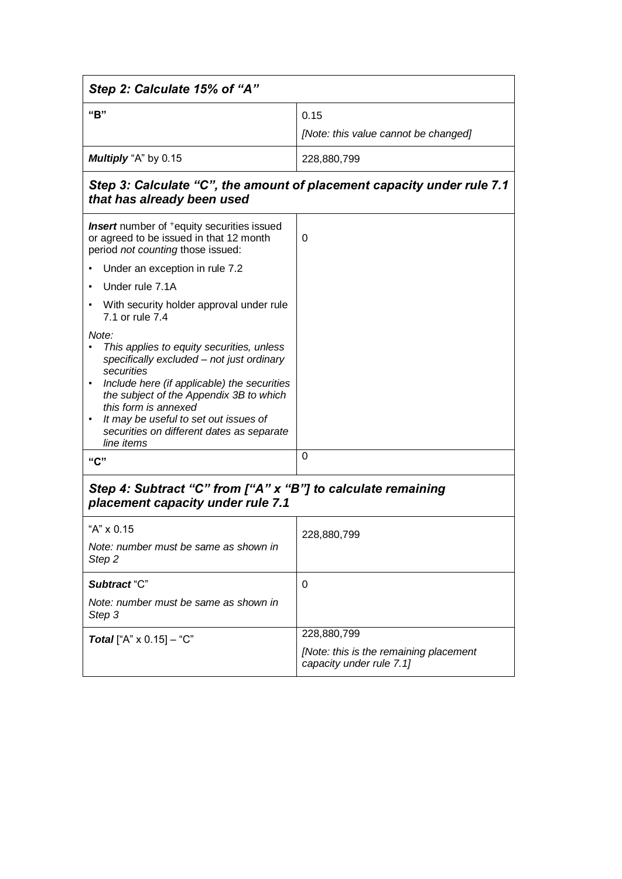| *Step 2: Calculate 15% of "A"* | |
|---|---|
| **"B"** | 0.15<br>*[Note: this value cannot be changed]* |
| ***Multiply*** "A" by 0.15 | 228,880,799 |
| ***Step 3: Calculate "C", the amount of placement capacity under rule 7.1 that has already been used*** | |
| ***Insert*** number of +equity securities issued or agreed to be issued in that 12 month period *not counting* those issued:<br>• Under an exception in rule 7.2<br>• Under rule 7.1A<br>• With security holder approval under rule 7.1 or rule 7.4<br>*Note:*<br>• *This applies to equity securities, unless specifically excluded – not just ordinary securities*<br>• *Include here (if applicable) the securities the subject of the Appendix 3B to which this form is annexed*<br>• *It may be useful to set out issues of securities on different dates as separate line items* | 0 |
| **"C"** | 0 |
| ***Step 4: Subtract "C" from ["A" x "B"] to calculate remaining placement capacity under rule 7.1*** | |
| "A" x 0.15<br>*Note: number must be same as shown in Step 2* | 228,880,799 |
| ***Subtract*** "C"<br>*Note: number must be same as shown in Step 3* | 0 |
| ***Total*** ["A" x 0.15] – "C" | 228,880,799<br>*[Note: this is the remaining placement capacity under rule 7.1]* |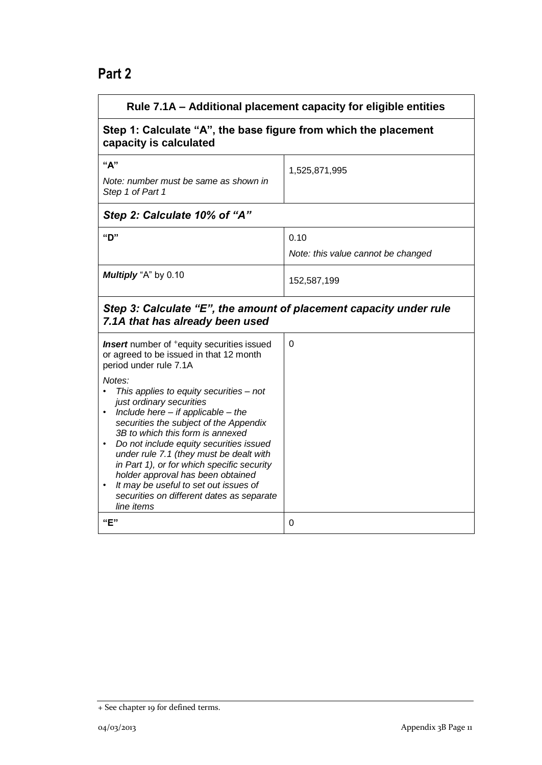# Part 2

| Rule 7.1A – Additional placement capacity for eligible entities | |
|---|---|
| **Step 1: Calculate "A", the base figure from which the placement capacity is calculated** | |
| **"A"**<br>*Note: number must be same as shown in Step 1 of Part 1* | 1,525,871,995 |
| ***Step 2: Calculate 10% of "A"*** | |
| **"D"** | 0.10<br>*Note: this value cannot be changed* |
| ***Multiply*** "A" by 0.10 | 152,587,199 |
| ***Step 3: Calculate "E", the amount of placement capacity under rule 7.1A that has already been used*** | |
| ***Insert*** number of +equity securities issued or agreed to be issued in that 12 month period under rule 7.1A<br>*Notes:*<br>• *This applies to equity securities – not just ordinary securities*<br>• *Include here – if applicable – the securities the subject of the Appendix 3B to which this form is annexed*<br>• *Do not include equity securities issued under rule 7.1 (they must be dealt with in Part 1), or for which specific security holder approval has been obtained*<br>• *It may be useful to set out issues of securities on different dates as separate line items* | 0 |
| **"E"** | 0 |

+ See chapter 19 for defined terms.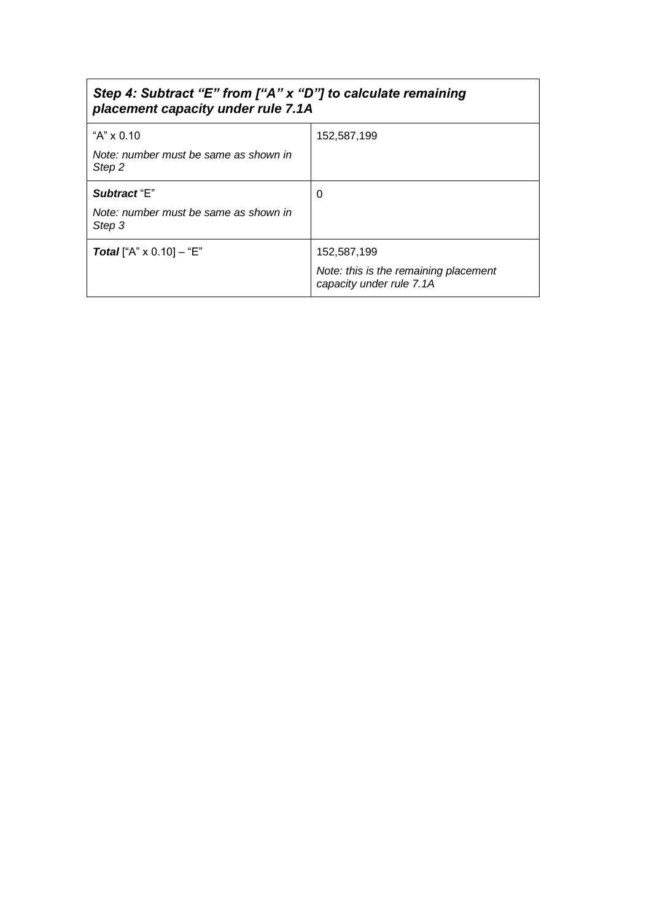| *Step 4: Subtract "E" from ["A" x "D"] to calculate remaining placement capacity under rule 7.1A* | |
|---|---|
| "A" x 0.10<br><br>*Note: number must be same as shown in Step 2* | 152,587,199 |
| ***Subtract*** "E"<br><br>*Note: number must be same as shown in Step 3* | 0 |
| ***Total*** ["A" x 0.10] – "E" | 152,587,199<br><br>*Note: this is the remaining placement capacity under rule 7.1A* |